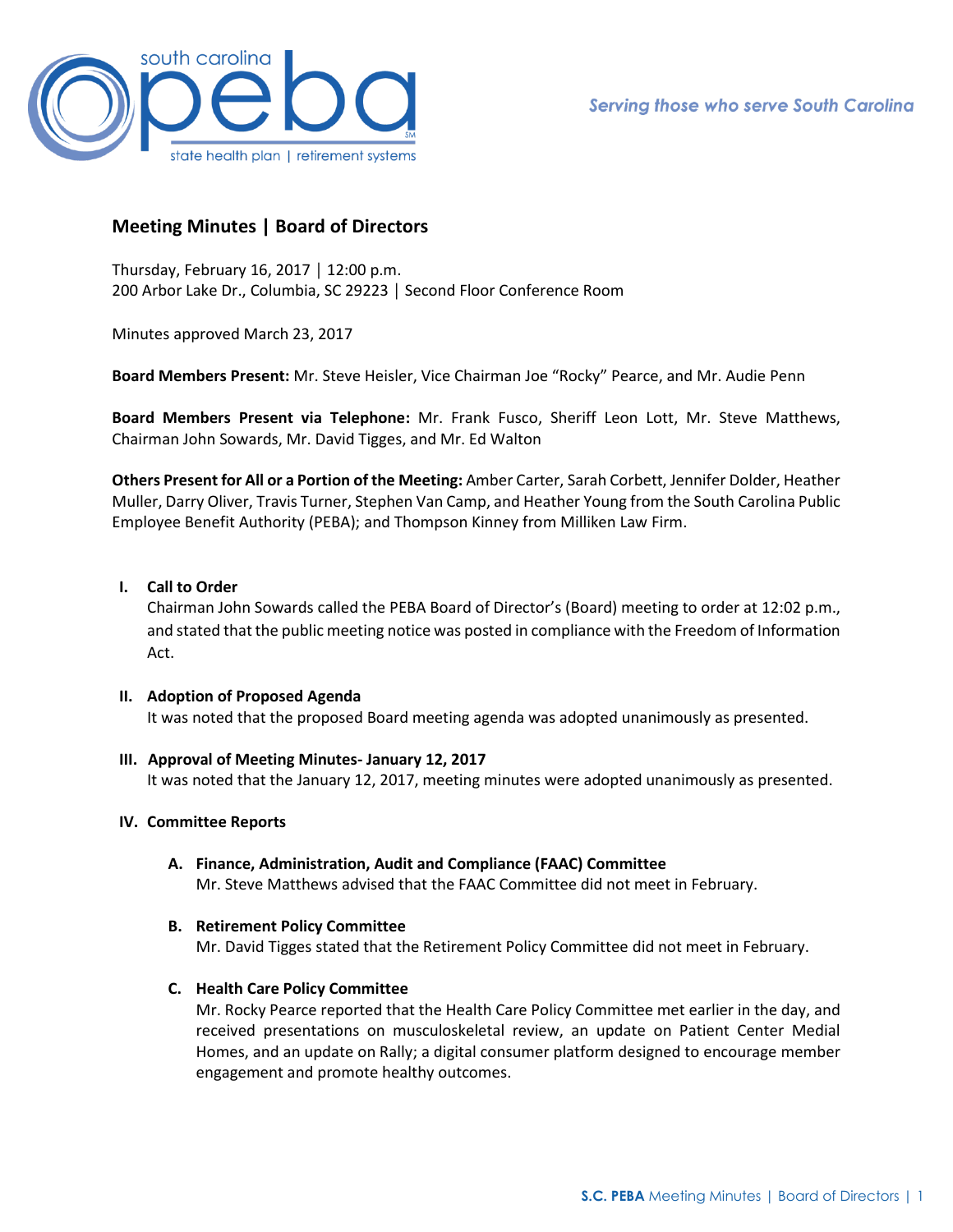# Meeting Minutes | Board of Directors

Thursday, February 16, 2017 │ 12:00 p.m.
200 Arbor Lake Dr., Columbia, SC 29223 │ Second Floor Conference Room

Minutes approved March 23, 2017

**Board Members Present:** Mr. Steve Heisler, Vice Chairman Joe "Rocky" Pearce, and Mr. Audie Penn

**Board Members Present via Telephone:** Mr. Frank Fusco, Sheriff Leon Lott, Mr. Steve Matthews, Chairman John Sowards, Mr. David Tigges, and Mr. Ed Walton

**Others Present for All or a Portion of the Meeting:** Amber Carter, Sarah Corbett, Jennifer Dolder, Heather Muller, Darry Oliver, Travis Turner, Stephen Van Camp, and Heather Young from the South Carolina Public Employee Benefit Authority (PEBA); and Thompson Kinney from Milliken Law Firm.

## I. Call to Order

Chairman John Sowards called the PEBA Board of Director's (Board) meeting to order at 12:02 p.m., and stated that the public meeting notice was posted in compliance with the Freedom of Information Act.

## II. Adoption of Proposed Agenda

It was noted that the proposed Board meeting agenda was adopted unanimously as presented.

## III. Approval of Meeting Minutes- January 12, 2017

It was noted that the January 12, 2017, meeting minutes were adopted unanimously as presented.

## IV. Committee Reports

### A. Finance, Administration, Audit and Compliance (FAAC) Committee

Mr. Steve Matthews advised that the FAAC Committee did not meet in February.

### B. Retirement Policy Committee

Mr. David Tigges stated that the Retirement Policy Committee did not meet in February.

### C. Health Care Policy Committee

Mr. Rocky Pearce reported that the Health Care Policy Committee met earlier in the day, and received presentations on musculoskeletal review, an update on Patient Center Medial Homes, and an update on Rally; a digital consumer platform designed to encourage member engagement and promote healthy outcomes.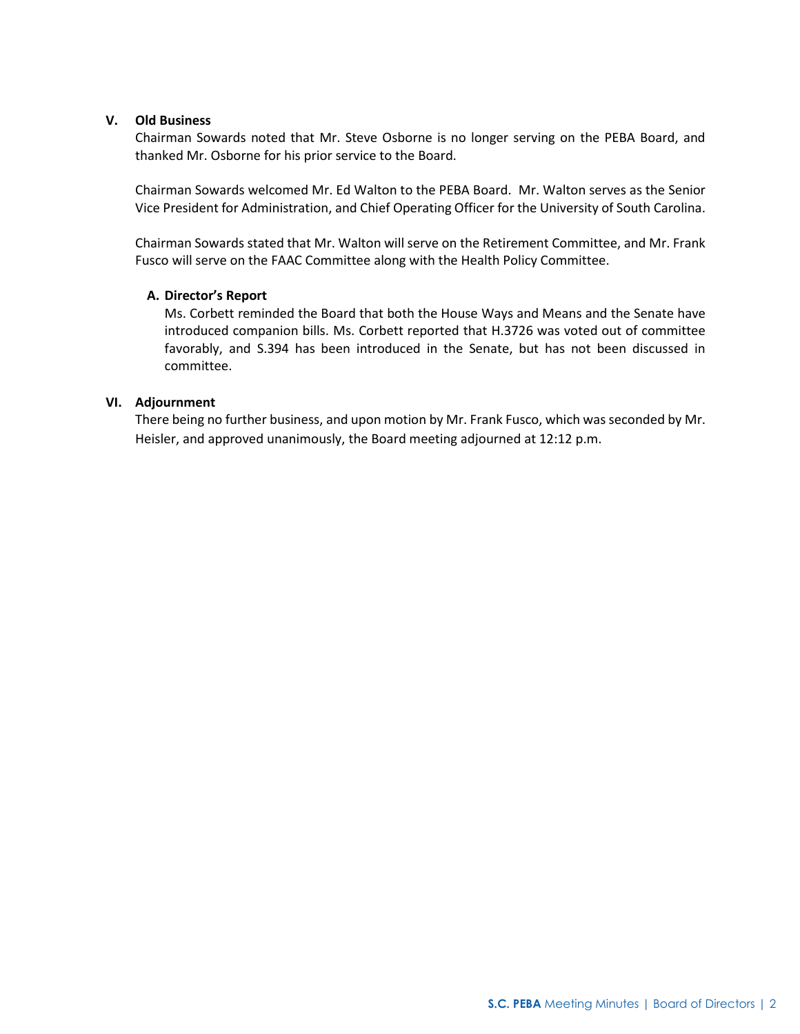## V. Old Business

Chairman Sowards noted that Mr. Steve Osborne is no longer serving on the PEBA Board, and thanked Mr. Osborne for his prior service to the Board.

Chairman Sowards welcomed Mr. Ed Walton to the PEBA Board. Mr. Walton serves as the Senior Vice President for Administration, and Chief Operating Officer for the University of South Carolina.

Chairman Sowards stated that Mr. Walton will serve on the Retirement Committee, and Mr. Frank Fusco will serve on the FAAC Committee along with the Health Policy Committee.

### A. Director's Report

Ms. Corbett reminded the Board that both the House Ways and Means and the Senate have introduced companion bills. Ms. Corbett reported that H.3726 was voted out of committee favorably, and S.394 has been introduced in the Senate, but has not been discussed in committee.

## VI. Adjournment

There being no further business, and upon motion by Mr. Frank Fusco, which was seconded by Mr. Heisler, and approved unanimously, the Board meeting adjourned at 12:12 p.m.